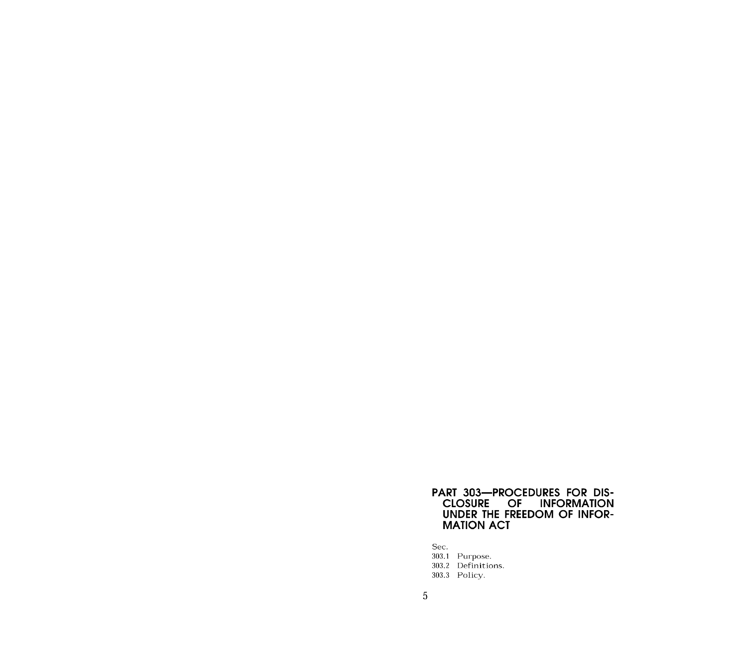# PART 303—PROCEDURES FOR DISCLOSURE OF INFORMATION UNDER THE FREEDOM OF INFORMATION ACT

Sec.

303.1 Purpose.

303.2 Definitions.

303.3 Policy.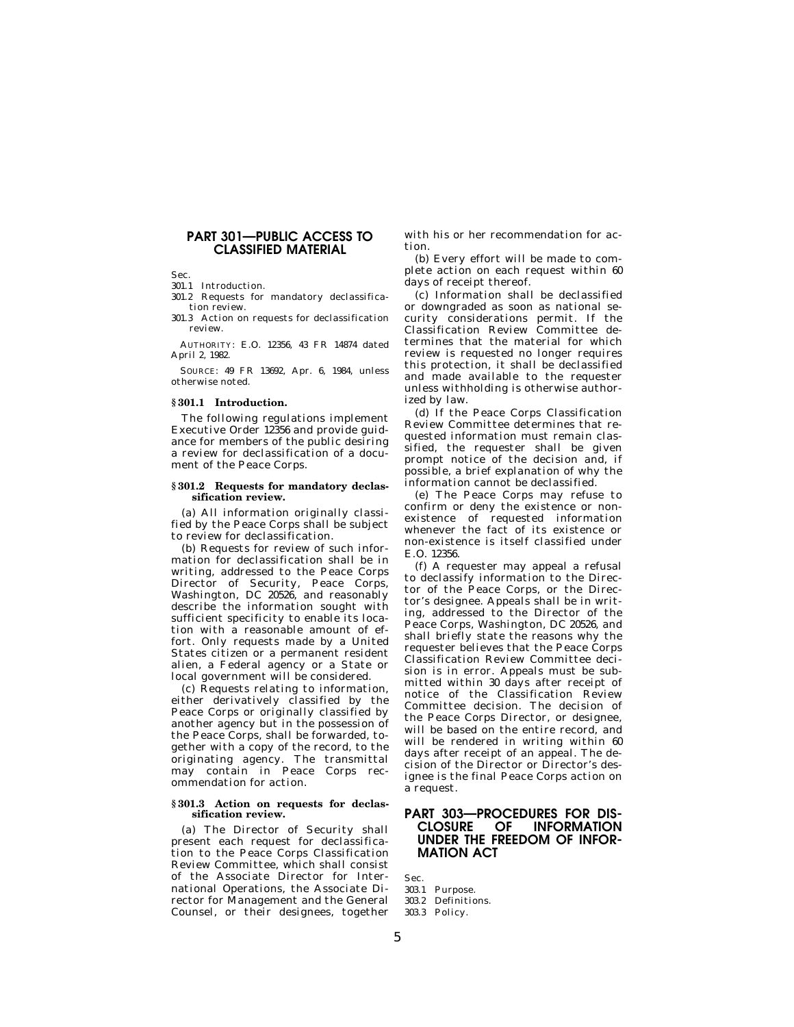## PART 301—PUBLIC ACCESS TO CLASSIFIED MATERIAL

Sec.

301.1 Introduction.

301.2 Requests for mandatory declassification review.

301.3 Action on requests for declassification review.

AUTHORITY: E.O. 12356, 43 FR 14874 dated April 2, 1982.

SOURCE: 49 FR 13692, Apr. 6, 1984, unless otherwise noted.

### § 301.1 Introduction.

The following regulations implement Executive Order 12356 and provide guidance for members of the public desiring a review for declassification of a document of the Peace Corps.

### § 301.2 Requests for mandatory declassification review.

(a) All information originally classified by the Peace Corps shall be subject to review for declassification.

(b) Requests for review of such information for declassification shall be in writing, addressed to the Peace Corps Director of Security, Peace Corps, Washington, DC 20526, and reasonably describe the information sought with sufficient specificity to enable its location with a reasonable amount of effort. Only requests made by a United States citizen or a permanent resident alien, a Federal agency or a State or local government will be considered.

(c) Requests relating to information, either derivatively classified by the Peace Corps or originally classified by another agency but in the possession of the Peace Corps, shall be forwarded, together with a copy of the record, to the originating agency. The transmittal may contain in Peace Corps recommendation for action.

### § 301.3 Action on requests for declassification review.

(a) The Director of Security shall present each request for declassification to the Peace Corps Classification Review Committee, which shall consist of the Associate Director for International Operations, the Associate Director for Management and the General Counsel, or their designees, together with his or her recommendation for action.

(b) Every effort will be made to complete action on each request within 60 days of receipt thereof.

(c) Information shall be declassified or downgraded as soon as national security considerations permit. If the Classification Review Committee determines that the material for which review is requested no longer requires this protection, it shall be declassified and made available to the requester unless withholding is otherwise authorized by law.

(d) If the Peace Corps Classification Review Committee determines that requested information must remain classified, the requester shall be given prompt notice of the decision and, if possible, a brief explanation of why the information cannot be declassified.

(e) The Peace Corps may refuse to confirm or deny the existence or non-existence of requested information whenever the fact of its existence or non-existence is itself classified under E.O. 12356.

(f) A requester may appeal a refusal to declassify information to the Director of the Peace Corps, or the Director's designee. Appeals shall be in writing, addressed to the Director of the Peace Corps, Washington, DC 20526, and shall briefly state the reasons why the requester believes that the Peace Corps Classification Review Committee decision is in error. Appeals must be submitted within 30 days after receipt of notice of the Classification Review Committee decision. The decision of the Peace Corps Director, or designee, will be based on the entire record, and will be rendered in writing within 60 days after receipt of an appeal. The decision of the Director or Director's designee is the final Peace Corps action on a request.

## PART 303—PROCEDURES FOR DISCLOSURE OF INFORMATION UNDER THE FREEDOM OF INFORMATION ACT

Sec.

303.1 Purpose.

303.2 Definitions.

303.3 Policy.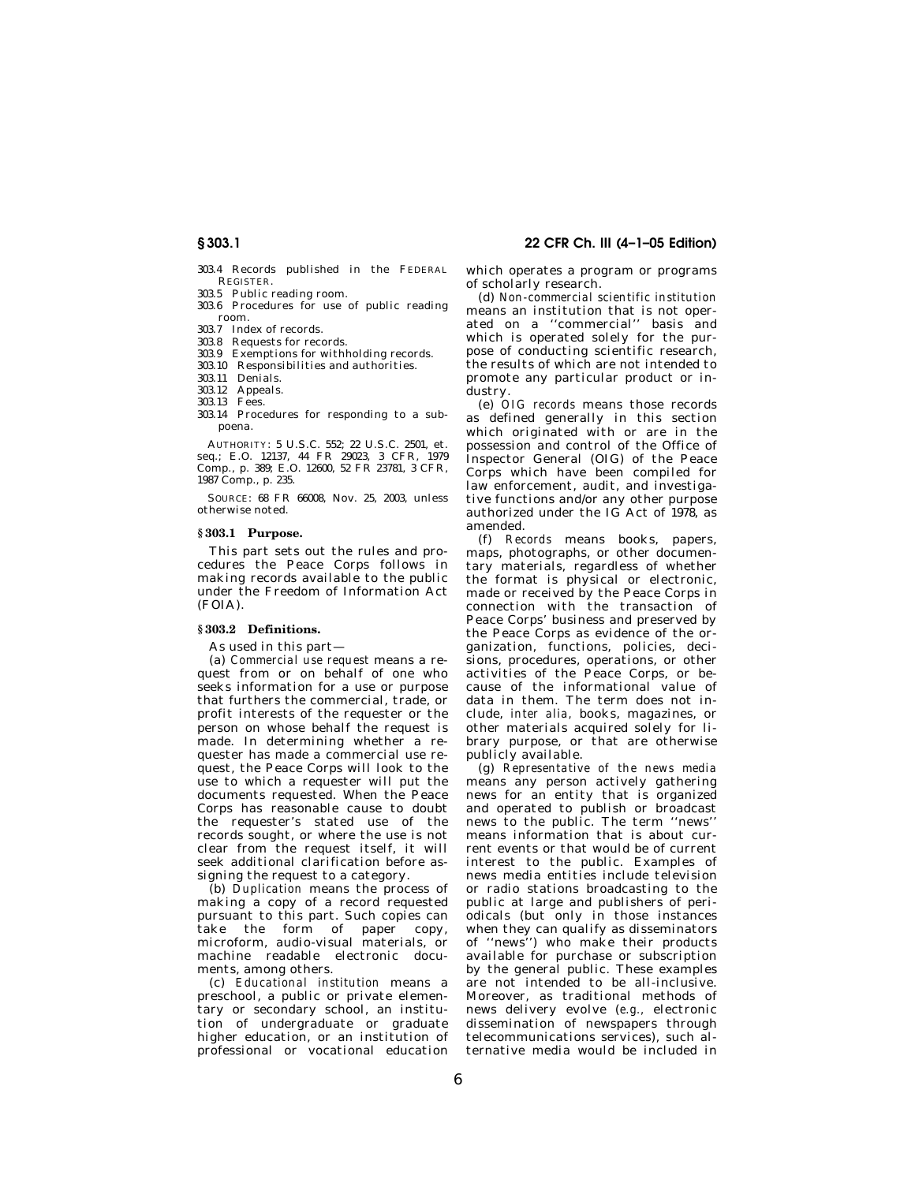303.4 Records published in the FEDERAL REGISTER.
303.5 Public reading room.
303.6 Procedures for use of public reading room.
303.7 Index of records.
303.8 Requests for records.
303.9 Exemptions for withholding records.
303.10 Responsibilities and authorities.
303.11 Denials.
303.12 Appeals.
303.13 Fees.
303.14 Procedures for responding to a subpoena.

AUTHORITY: 5 U.S.C. 552; 22 U.S.C. 2501, et. seq.; E.O. 12137, 44 FR 29023, 3 CFR, 1979 Comp., p. 389; E.O. 12600, 52 FR 23781, 3 CFR, 1987 Comp., p. 235.

SOURCE: 68 FR 66008, Nov. 25, 2003, unless otherwise noted.

## § 303.1 Purpose.

This part sets out the rules and procedures the Peace Corps follows in making records available to the public under the Freedom of Information Act (FOIA).

## § 303.2 Definitions.

As used in this part—

(a) *Commercial use request* means a request from or on behalf of one who seeks information for a use or purpose that furthers the commercial, trade, or profit interests of the requester or the person on whose behalf the request is made. In determining whether a requester has made a commercial use request, the Peace Corps will look to the use to which a requester will put the documents requested. When the Peace Corps has reasonable cause to doubt the requester's stated use of the records sought, or where the use is not clear from the request itself, it will seek additional clarification before assigning the request to a category.

(b) *Duplication* means the process of making a copy of a record requested pursuant to this part. Such copies can take the form of paper copy, microform, audio-visual materials, or machine readable electronic documents, among others.

(c) *Educational institution* means a preschool, a public or private elementary or secondary school, an institution of undergraduate or graduate higher education, or an institution of professional or vocational education which operates a program or programs of scholarly research.

(d) *Non-commercial scientific institution* means an institution that is not operated on a ''commercial'' basis and which is operated solely for the purpose of conducting scientific research, the results of which are not intended to promote any particular product or industry.

(e) *OIG records* means those records as defined generally in this section which originated with or are in the possession and control of the Office of Inspector General (OIG) of the Peace Corps which have been compiled for law enforcement, audit, and investigative functions and/or any other purpose authorized under the IG Act of 1978, as amended.

(f) *Records* means books, papers, maps, photographs, or other documentary materials, regardless of whether the format is physical or electronic, made or received by the Peace Corps in connection with the transaction of Peace Corps' business and preserved by the Peace Corps as evidence of the organization, functions, policies, decisions, procedures, operations, or other activities of the Peace Corps, or because of the informational value of data in them. The term does not include, *inter alia,* books, magazines, or other materials acquired solely for library purpose, or that are otherwise publicly available.

(g) *Representative of the news media* means any person actively gathering news for an entity that is organized and operated to publish or broadcast news to the public. The term ''news'' means information that is about current events or that would be of current interest to the public. Examples of news media entities include television or radio stations broadcasting to the public at large and publishers of periodicals (but only in those instances when they can qualify as disseminators of ''news'') who make their products available for purchase or subscription by the general public. These examples are not intended to be all-inclusive. Moreover, as traditional methods of news delivery evolve (*e.g.,* electronic dissemination of newspapers through telecommunications services), such alternative media would be included in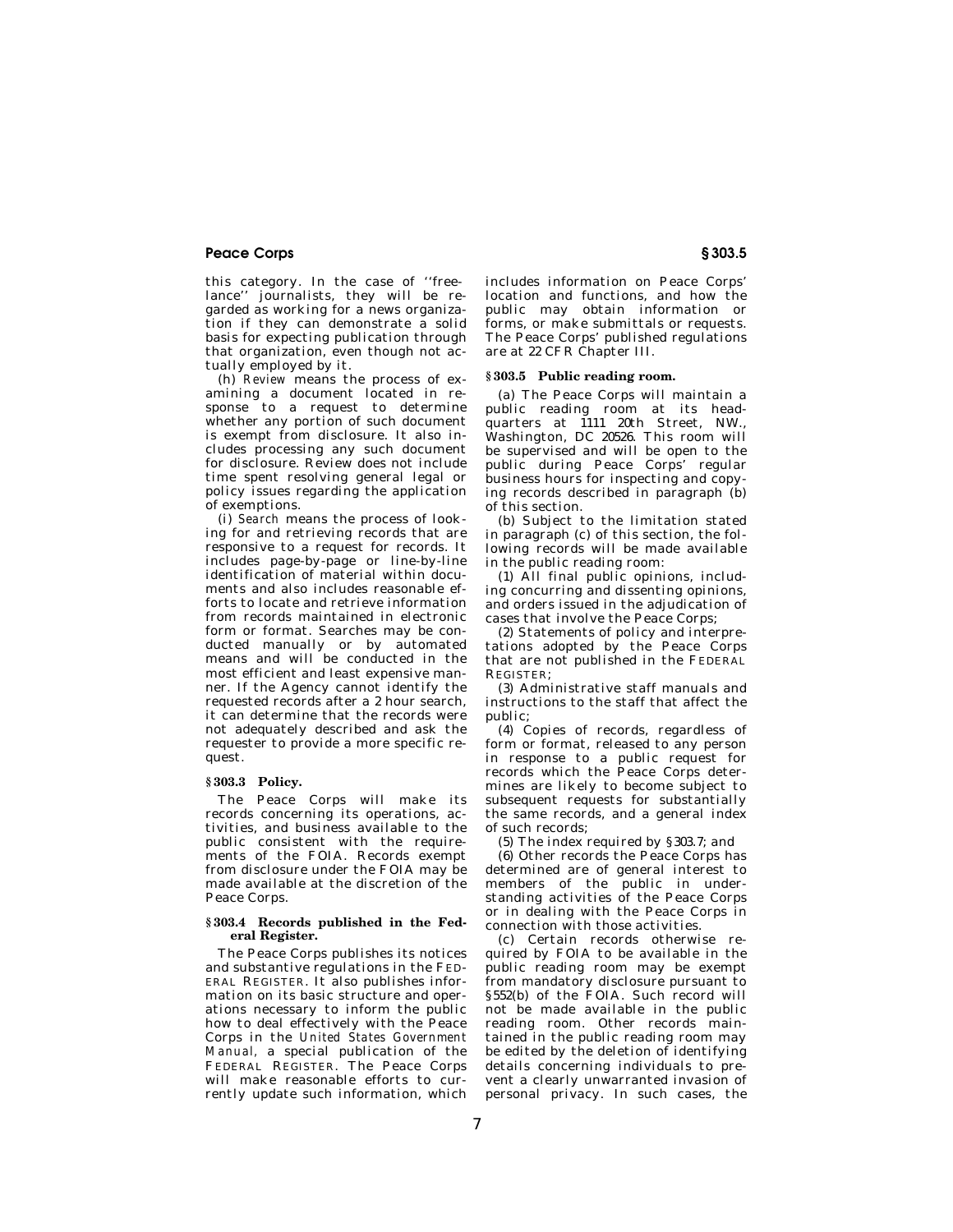this category. In the case of ''freelance'' journalists, they will be regarded as working for a news organization if they can demonstrate a solid basis for expecting publication through that organization, even though not actually employed by it.

(h) *Review* means the process of examining a document located in response to a request to determine whether any portion of such document is exempt from disclosure. It also includes processing any such document for disclosure. Review does not include time spent resolving general legal or policy issues regarding the application of exemptions.

(i) *Search* means the process of looking for and retrieving records that are responsive to a request for records. It includes page-by-page or line-by-line identification of material within documents and also includes reasonable efforts to locate and retrieve information from records maintained in electronic form or format. Searches may be conducted manually or by automated means and will be conducted in the most efficient and least expensive manner. If the Agency cannot identify the requested records after a 2 hour search, it can determine that the records were not adequately described and ask the requester to provide a more specific request.

### § 303.3 Policy.

The Peace Corps will make its records concerning its operations, activities, and business available to the public consistent with the requirements of the FOIA. Records exempt from disclosure under the FOIA may be made available at the discretion of the Peace Corps.

### § 303.4 Records published in the Federal Register.

The Peace Corps publishes its notices and substantive regulations in the FEDERAL REGISTER. It also publishes information on its basic structure and operations necessary to inform the public how to deal effectively with the Peace Corps in the *United States Government Manual,* a special publication of the FEDERAL REGISTER. The Peace Corps will make reasonable efforts to currently update such information, which includes information on Peace Corps' location and functions, and how the public may obtain information or forms, or make submittals or requests. The Peace Corps' published regulations are at 22 CFR Chapter III.

### § 303.5 Public reading room.

(a) The Peace Corps will maintain a public reading room at its headquarters at 1111 20th Street, NW., Washington, DC 20526. This room will be supervised and will be open to the public during Peace Corps' regular business hours for inspecting and copying records described in paragraph (b) of this section.

(b) Subject to the limitation stated in paragraph (c) of this section, the following records will be made available in the public reading room:

(1) All final public opinions, including concurring and dissenting opinions, and orders issued in the adjudication of cases that involve the Peace Corps;

(2) Statements of policy and interpretations adopted by the Peace Corps that are not published in the FEDERAL REGISTER;

(3) Administrative staff manuals and instructions to the staff that affect the public;

(4) Copies of records, regardless of form or format, released to any person in response to a public request for records which the Peace Corps determines are likely to become subject to subsequent requests for substantially the same records, and a general index of such records;

(5) The index required by § 303.7; and

(6) Other records the Peace Corps has determined are of general interest to members of the public in understanding activities of the Peace Corps or in dealing with the Peace Corps in connection with those activities.

(c) Certain records otherwise required by FOIA to be available in the public reading room may be exempt from mandatory disclosure pursuant to §552(b) of the FOIA. Such record will not be made available in the public reading room. Other records maintained in the public reading room may be edited by the deletion of identifying details concerning individuals to prevent a clearly unwarranted invasion of personal privacy. In such cases, the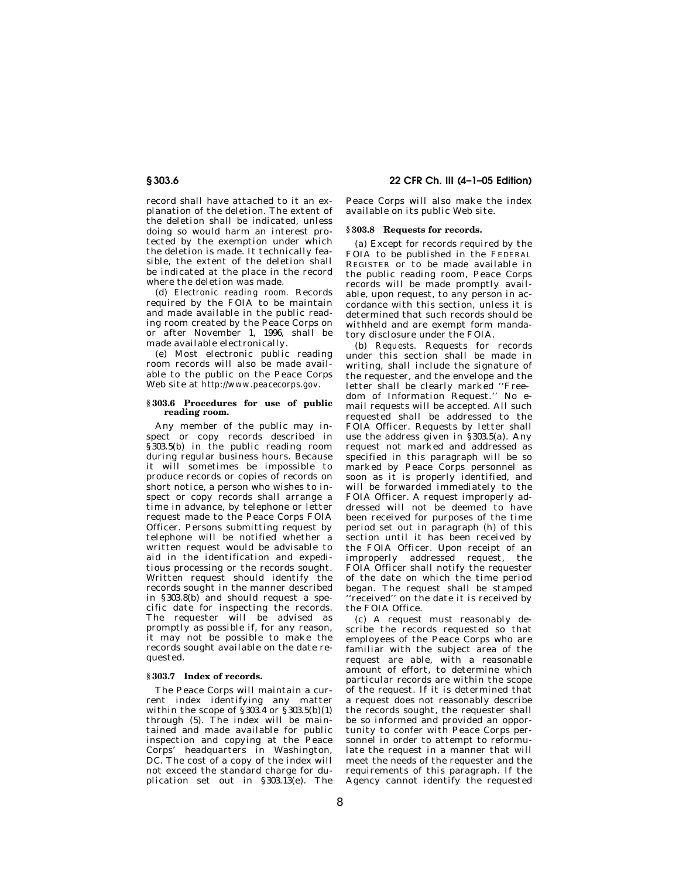record shall have attached to it an explanation of the deletion. The extent of the deletion shall be indicated, unless doing so would harm an interest protected by the exemption under which the deletion is made. It technically feasible, the extent of the deletion shall be indicated at the place in the record where the deletion was made.

(d) *Electronic reading room.* Records required by the FOIA to be maintain and made available in the public reading room created by the Peace Corps on or after November 1, 1996, shall be made available electronically.

(e) Most electronic public reading room records will also be made available to the public on the Peace Corps Web site at *http://www.peacecorps.gov.*

### § 303.6 Procedures for use of public reading room.

Any member of the public may inspect or copy records described in §303.5(b) in the public reading room during regular business hours. Because it will sometimes be impossible to produce records or copies of records on short notice, a person who wishes to inspect or copy records shall arrange a time in advance, by telephone or letter request made to the Peace Corps FOIA Officer. Persons submitting request by telephone will be notified whether a written request would be advisable to aid in the identification and expeditious processing or the records sought. Written request should identify the records sought in the manner described in §303.8(b) and should request a specific date for inspecting the records. The requester will be advised as promptly as possible if, for any reason, it may not be possible to make the records sought available on the date requested.

### § 303.7 Index of records.

The Peace Corps will maintain a current index identifying any matter within the scope of §303.4 or §303.5(b)(1) through (5). The index will be maintained and made available for public inspection and copying at the Peace Corps' headquarters in Washington, DC. The cost of a copy of the index will not exceed the standard charge for duplication set out in §303.13(e). The Peace Corps will also make the index available on its public Web site.

### § 303.8 Requests for records.

(a) Except for records required by the FOIA to be published in the FEDERAL REGISTER or to be made available in the public reading room, Peace Corps records will be made promptly available, upon request, to any person in accordance with this section, unless it is determined that such records should be withheld and are exempt form mandatory disclosure under the FOIA.

(b) *Requests.* Requests for records under this section shall be made in writing, shall include the signature of the requester, and the envelope and the letter shall be clearly marked ''Freedom of Information Request.'' No e-mail requests will be accepted. All such requested shall be addressed to the FOIA Officer. Requests by letter shall use the address given in §303.5(a). Any request not marked and addressed as specified in this paragraph will be so marked by Peace Corps personnel as soon as it is properly identified, and will be forwarded immediately to the FOIA Officer. A request improperly addressed will not be deemed to have been received for purposes of the time period set out in paragraph (h) of this section until it has been received by the FOIA Officer. Upon receipt of an improperly addressed request, the FOIA Officer shall notify the requester of the date on which the time period began. The request shall be stamped ''received'' on the date it is received by the FOIA Office.

(c) A request must reasonably describe the records requested so that employees of the Peace Corps who are familiar with the subject area of the request are able, with a reasonable amount of effort, to determine which particular records are within the scope of the request. If it is determined that a request does not reasonably describe the records sought, the requester shall be so informed and provided an opportunity to confer with Peace Corps personnel in order to attempt to reformulate the request in a manner that will meet the needs of the requester and the requirements of this paragraph. If the Agency cannot identify the requested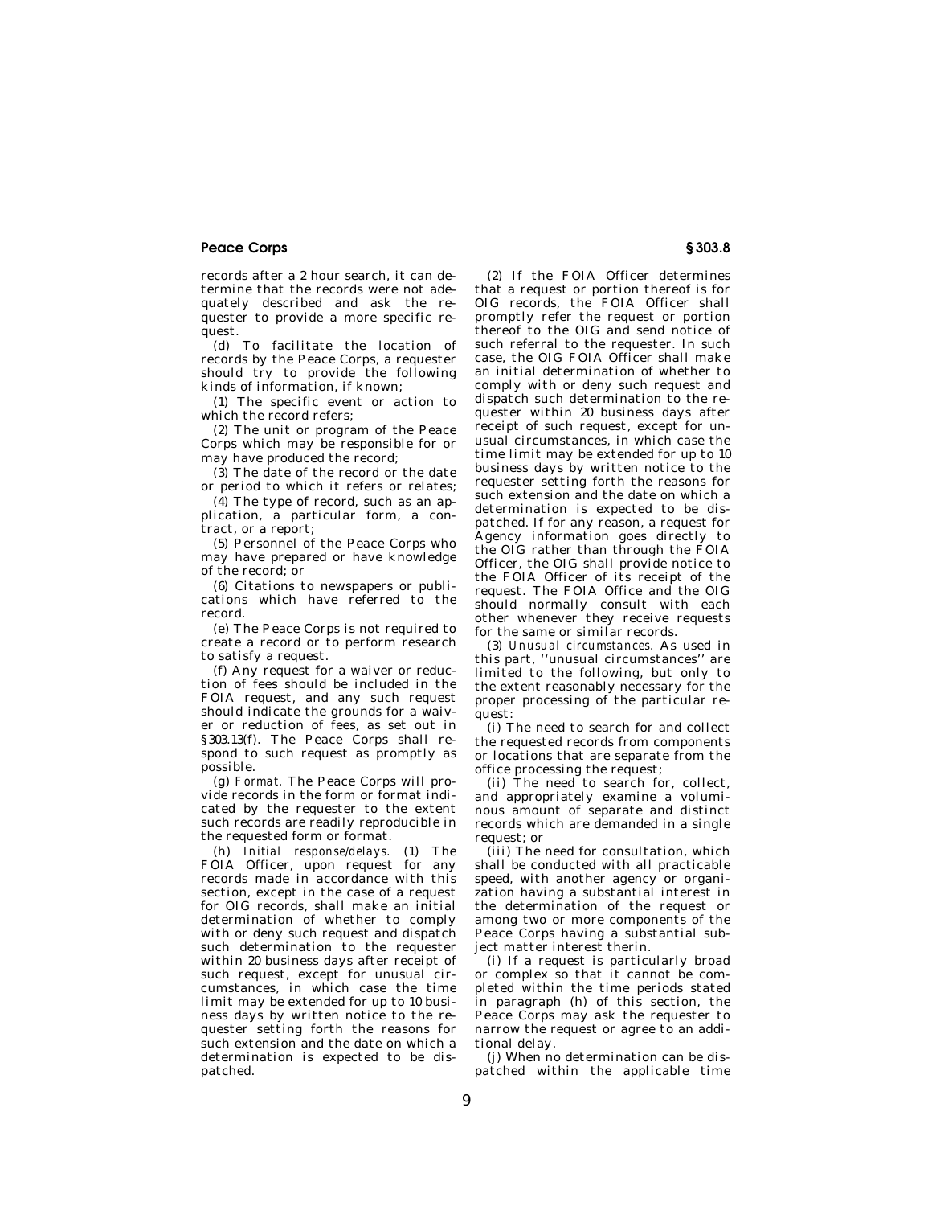records after a 2 hour search, it can determine that the records were not adequately described and ask the requester to provide a more specific request.

(d) To facilitate the location of records by the Peace Corps, a requester should try to provide the following kinds of information, if known;

(1) The specific event or action to which the record refers;

(2) The unit or program of the Peace Corps which may be responsible for or may have produced the record;

(3) The date of the record or the date or period to which it refers or relates;

(4) The type of record, such as an application, a particular form, a contract, or a report;

(5) Personnel of the Peace Corps who may have prepared or have knowledge of the record; or

(6) Citations to newspapers or publications which have referred to the record.

(e) The Peace Corps is not required to create a record or to perform research to satisfy a request.

(f) Any request for a waiver or reduction of fees should be included in the FOIA request, and any such request should indicate the grounds for a waiver or reduction of fees, as set out in §303.13(f). The Peace Corps shall respond to such request as promptly as possible.

(g) *Format.* The Peace Corps will provide records in the form or format indicated by the requester to the extent such records are readily reproducible in the requested form or format.

(h) *Initial response/delays.* (1) The FOIA Officer, upon request for any records made in accordance with this section, except in the case of a request for OIG records, shall make an initial determination of whether to comply with or deny such request and dispatch such determination to the requester within 20 business days after receipt of such request, except for unusual circumstances, in which case the time limit may be extended for up to 10 business days by written notice to the requester setting forth the reasons for such extension and the date on which a determination is expected to be dispatched.

(2) If the FOIA Officer determines that a request or portion thereof is for OIG records, the FOIA Officer shall promptly refer the request or portion thereof to the OIG and send notice of such referral to the requester. In such case, the OIG FOIA Officer shall make an initial determination of whether to comply with or deny such request and dispatch such determination to the requester within 20 business days after receipt of such request, except for unusual circumstances, in which case the time limit may be extended for up to 10 business days by written notice to the requester setting forth the reasons for such extension and the date on which a determination is expected to be dispatched. If for any reason, a request for Agency information goes directly to the OIG rather than through the FOIA Officer, the OIG shall provide notice to the FOIA Officer of its receipt of the request. The FOIA Office and the OIG should normally consult with each other whenever they receive requests for the same or similar records.

(3) *Unusual circumstances.* As used in this part, ''unusual circumstances'' are limited to the following, but only to the extent reasonably necessary for the proper processing of the particular request:

(i) The need to search for and collect the requested records from components or locations that are separate from the office processing the request;

(ii) The need to search for, collect, and appropriately examine a voluminous amount of separate and distinct records which are demanded in a single request; or

(iii) The need for consultation, which shall be conducted with all practicable speed, with another agency or organization having a substantial interest in the determination of the request or among two or more components of the Peace Corps having a substantial subject matter interest therin.

(i) If a request is particularly broad or complex so that it cannot be completed within the time periods stated in paragraph (h) of this section, the Peace Corps may ask the requester to narrow the request or agree to an additional delay.

(j) When no determination can be dispatched within the applicable time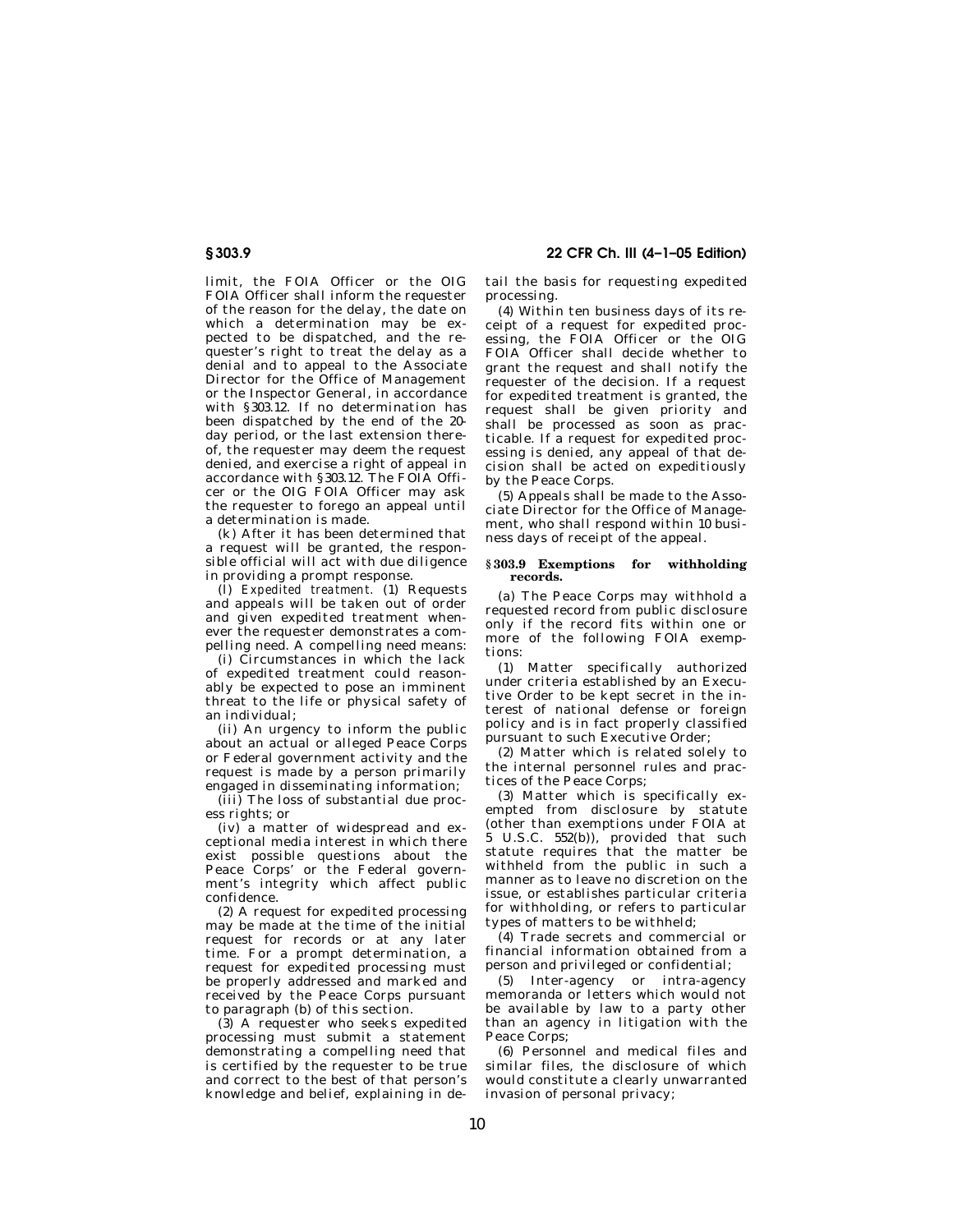limit, the FOIA Officer or the OIG FOIA Officer shall inform the requester of the reason for the delay, the date on which a determination may be expected to be dispatched, and the requester's right to treat the delay as a denial and to appeal to the Associate Director for the Office of Management or the Inspector General, in accordance with §303.12. If no determination has been dispatched by the end of the 20-day period, or the last extension thereof, the requester may deem the request denied, and exercise a right of appeal in accordance with §303.12. The FOIA Officer or the OIG FOIA Officer may ask the requester to forego an appeal until a determination is made.

(k) After it has been determined that a request will be granted, the responsible official will act with due diligence in providing a prompt response.

(l) *Expedited treatment.* (1) Requests and appeals will be taken out of order and given expedited treatment whenever the requester demonstrates a compelling need. A compelling need means:

(i) Circumstances in which the lack of expedited treatment could reasonably be expected to pose an imminent threat to the life or physical safety of an individual;

(ii) An urgency to inform the public about an actual or alleged Peace Corps or Federal government activity and the request is made by a person primarily engaged in disseminating information;

(iii) The loss of substantial due process rights; or

(iv) a matter of widespread and exceptional media interest in which there exist possible questions about the Peace Corps' or the Federal government's integrity which affect public confidence.

(2) A request for expedited processing may be made at the time of the initial request for records or at any later time. For a prompt determination, a request for expedited processing must be properly addressed and marked and received by the Peace Corps pursuant to paragraph (b) of this section.

(3) A requester who seeks expedited processing must submit a statement demonstrating a compelling need that is certified by the requester to be true and correct to the best of that person's knowledge and belief, explaining in detail the basis for requesting expedited processing.

(4) Within ten business days of its receipt of a request for expedited processing, the FOIA Officer or the OIG FOIA Officer shall decide whether to grant the request and shall notify the requester of the decision. If a request for expedited treatment is granted, the request shall be given priority and shall be processed as soon as practicable. If a request for expedited processing is denied, any appeal of that decision shall be acted on expeditiously by the Peace Corps.

(5) Appeals shall be made to the Associate Director for the Office of Management, who shall respond within 10 business days of receipt of the appeal.

## §303.9 Exemptions for withholding records.

(a) The Peace Corps may withhold a requested record from public disclosure only if the record fits within one or more of the following FOIA exemptions:

(1) Matter specifically authorized under criteria established by an Executive Order to be kept secret in the interest of national defense or foreign policy and is in fact properly classified pursuant to such Executive Order;

(2) Matter which is related solely to the internal personnel rules and practices of the Peace Corps;

(3) Matter which is specifically exempted from disclosure by statute (other than exemptions under FOIA at 5 U.S.C. 552(b)), provided that such statute requires that the matter be withheld from the public in such a manner as to leave no discretion on the issue, or establishes particular criteria for withholding, or refers to particular types of matters to be withheld;

(4) Trade secrets and commercial or financial information obtained from a person and privileged or confidential;

(5) Inter-agency or intra-agency memoranda or letters which would not be available by law to a party other than an agency in litigation with the Peace Corps;

(6) Personnel and medical files and similar files, the disclosure of which would constitute a clearly unwarranted invasion of personal privacy;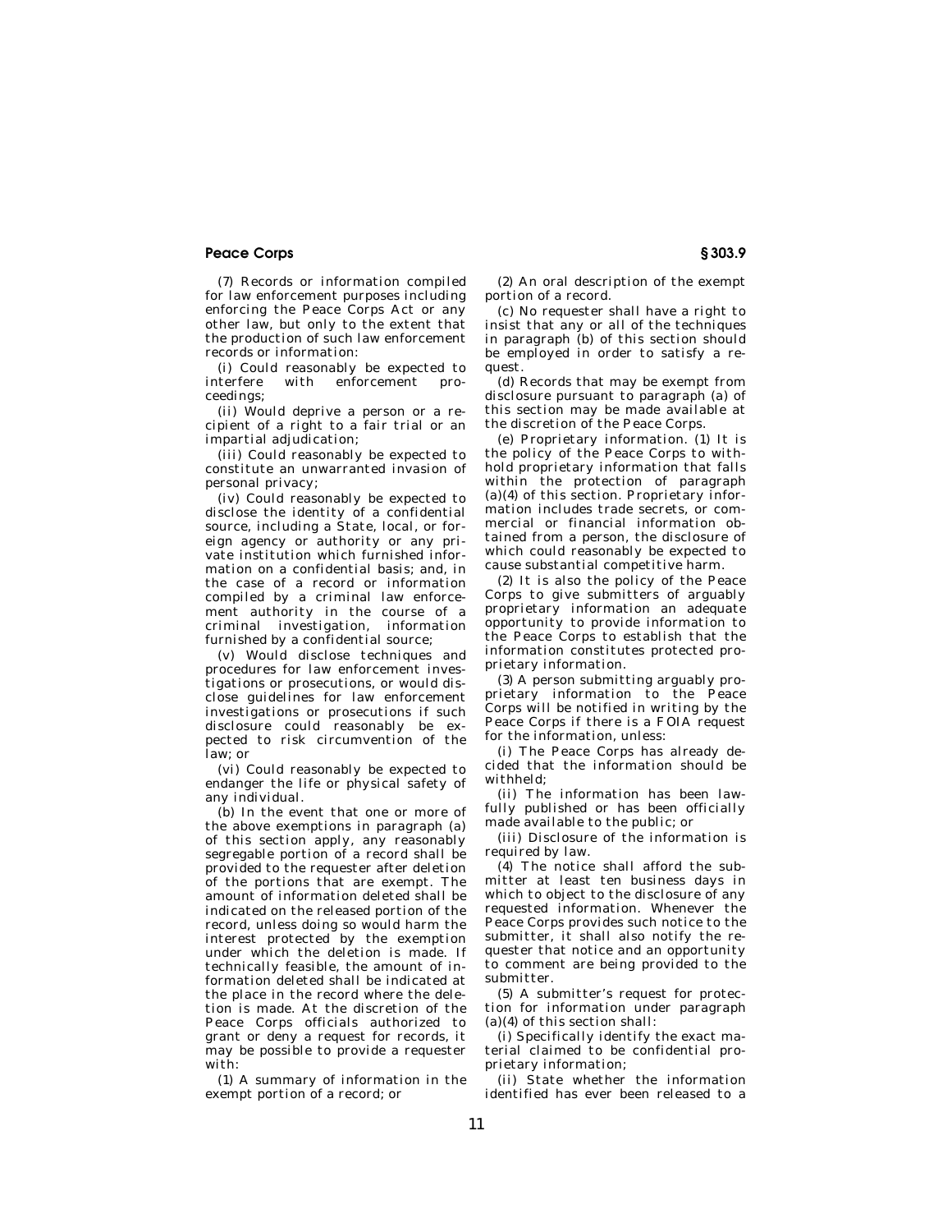(7) Records or information compiled for law enforcement purposes including enforcing the Peace Corps Act or any other law, but only to the extent that the production of such law enforcement records or information:

(i) Could reasonably be expected to interfere with enforcement proceedings;

(ii) Would deprive a person or a recipient of a right to a fair trial or an impartial adjudication;

(iii) Could reasonably be expected to constitute an unwarranted invasion of personal privacy;

(iv) Could reasonably be expected to disclose the identity of a confidential source, including a State, local, or foreign agency or authority or any private institution which furnished information on a confidential basis; and, in the case of a record or information compiled by a criminal law enforcement authority in the course of a criminal investigation, information furnished by a confidential source;

(v) Would disclose techniques and procedures for law enforcement investigations or prosecutions, or would disclose guidelines for law enforcement investigations or prosecutions if such disclosure could reasonably be expected to risk circumvention of the law; or

(vi) Could reasonably be expected to endanger the life or physical safety of any individual.

(b) In the event that one or more of the above exemptions in paragraph (a) of this section apply, any reasonably segregable portion of a record shall be provided to the requester after deletion of the portions that are exempt. The amount of information deleted shall be indicated on the released portion of the record, unless doing so would harm the interest protected by the exemption under which the deletion is made. If technically feasible, the amount of information deleted shall be indicated at the place in the record where the deletion is made. At the discretion of the Peace Corps officials authorized to grant or deny a request for records, it may be possible to provide a requester with:

(1) A summary of information in the exempt portion of a record; or

(2) An oral description of the exempt portion of a record.

(c) No requester shall have a right to insist that any or all of the techniques in paragraph (b) of this section should be employed in order to satisfy a request.

(d) Records that may be exempt from disclosure pursuant to paragraph (a) of this section may be made available at the discretion of the Peace Corps.

(e) *Proprietary information.* (1) It is the policy of the Peace Corps to withhold proprietary information that falls within the protection of paragraph (a)(4) of this section. Proprietary information includes trade secrets, or commercial or financial information obtained from a person, the disclosure of which could reasonably be expected to cause substantial competitive harm.

(2) It is also the policy of the Peace Corps to give submitters of arguably proprietary information an adequate opportunity to provide information to the Peace Corps to establish that the information constitutes protected proprietary information.

(3) A person submitting arguably proprietary information to the Peace Corps will be notified in writing by the Peace Corps if there is a FOIA request for the information, unless:

(i) The Peace Corps has already decided that the information should be withheld;

(ii) The information has been lawfully published or has been officially made available to the public; or

(iii) Disclosure of the information is required by law.

(4) The notice shall afford the submitter at least ten business days in which to object to the disclosure of any requested information. Whenever the Peace Corps provides such notice to the submitter, it shall also notify the requester that notice and an opportunity to comment are being provided to the submitter.

(5) A submitter's request for protection for information under paragraph (a)(4) of this section shall:

(i) Specifically identify the exact material claimed to be confidential proprietary information;

(ii) State whether the information identified has ever been released to a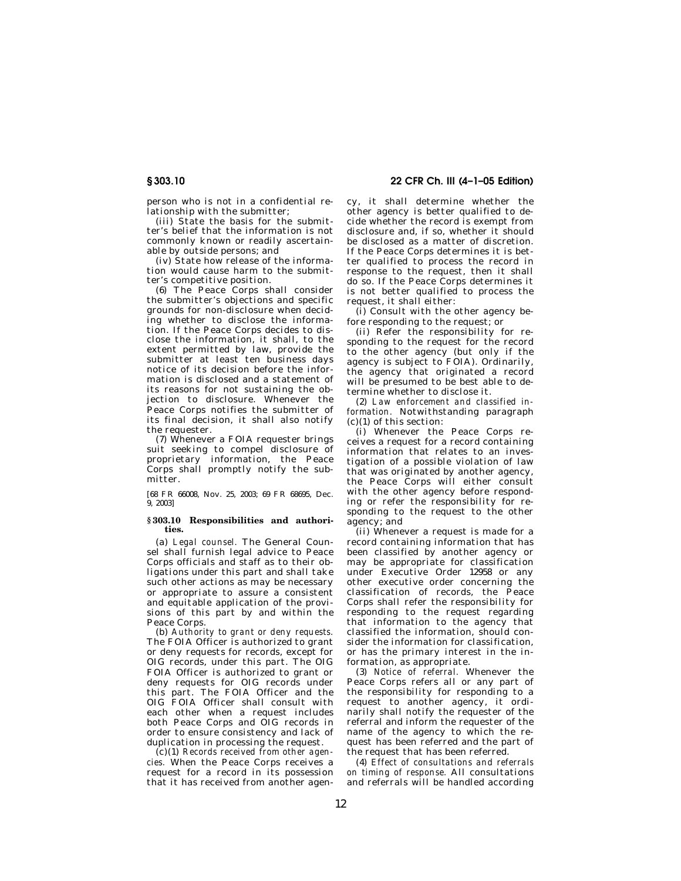person who is not in a confidential relationship with the submitter;

(iii) State the basis for the submitter's belief that the information is not commonly known or readily ascertainable by outside persons; and

(iv) State how release of the information would cause harm to the submitter's competitive position.

(6) The Peace Corps shall consider the submitter's objections and specific grounds for non-disclosure when deciding whether to disclose the information. If the Peace Corps decides to disclose the information, it shall, to the extent permitted by law, provide the submitter at least ten business days notice of its decision before the information is disclosed and a statement of its reasons for not sustaining the objection to disclosure. Whenever the Peace Corps notifies the submitter of its final decision, it shall also notify the requester.

(7) Whenever a FOIA requester brings suit seeking to compel disclosure of proprietary information, the Peace Corps shall promptly notify the submitter.

[68 FR 66008, Nov. 25, 2003; 69 FR 68695, Dec. 9, 2003]

## § 303.10 Responsibilities and authorities.

(a) *Legal counsel.* The General Counsel shall furnish legal advice to Peace Corps officials and staff as to their obligations under this part and shall take such other actions as may be necessary or appropriate to assure a consistent and equitable application of the provisions of this part by and within the Peace Corps.

(b) *Authority to grant or deny requests.* The FOIA Officer is authorized to grant or deny requests for records, except for OIG records, under this part. The OIG FOIA Officer is authorized to grant or deny requests for OIG records under this part. The FOIA Officer and the OIG FOIA Officer shall consult with each other when a request includes both Peace Corps and OIG records in order to ensure consistency and lack of duplication in processing the request.

(c)(1) *Records received from other agencies.* When the Peace Corps receives a request for a record in its possession that it has received from another agency, it shall determine whether the other agency is better qualified to decide whether the record is exempt from disclosure and, if so, whether it should be disclosed as a matter of discretion. If the Peace Corps determines it is better qualified to process the record in response to the request, then it shall do so. If the Peace Corps determines it is not better qualified to process the request, it shall either:

(i) Consult with the other agency before responding to the request; or

(ii) Refer the responsibility for responding to the request for the record to the other agency (but only if the agency is subject to FOIA). Ordinarily, the agency that originated a record will be presumed to be best able to determine whether to disclose it.

(2) *Law enforcement and classified information.* Notwithstanding paragraph (c)(1) of this section:

(i) Whenever the Peace Corps receives a request for a record containing information that relates to an investigation of a possible violation of law that was originated by another agency, the Peace Corps will either consult with the other agency before responding or refer the responsibility for responding to the request to the other agency; and

(ii) Whenever a request is made for a record containing information that has been classified by another agency or may be appropriate for classification under Executive Order 12958 or any other executive order concerning the classification of records, the Peace Corps shall refer the responsibility for responding to the request regarding that information to the agency that classified the information, should consider the information for classification, or has the primary interest in the information, as appropriate.

(3) *Notice of referral.* Whenever the Peace Corps refers all or any part of the responsibility for responding to a request to another agency, it ordinarily shall notify the requester of the referral and inform the requester of the name of the agency to which the request has been referred and the part of the request that has been referred.

(4) *Effect of consultations and referrals on timing of response.* All consultations and referrals will be handled according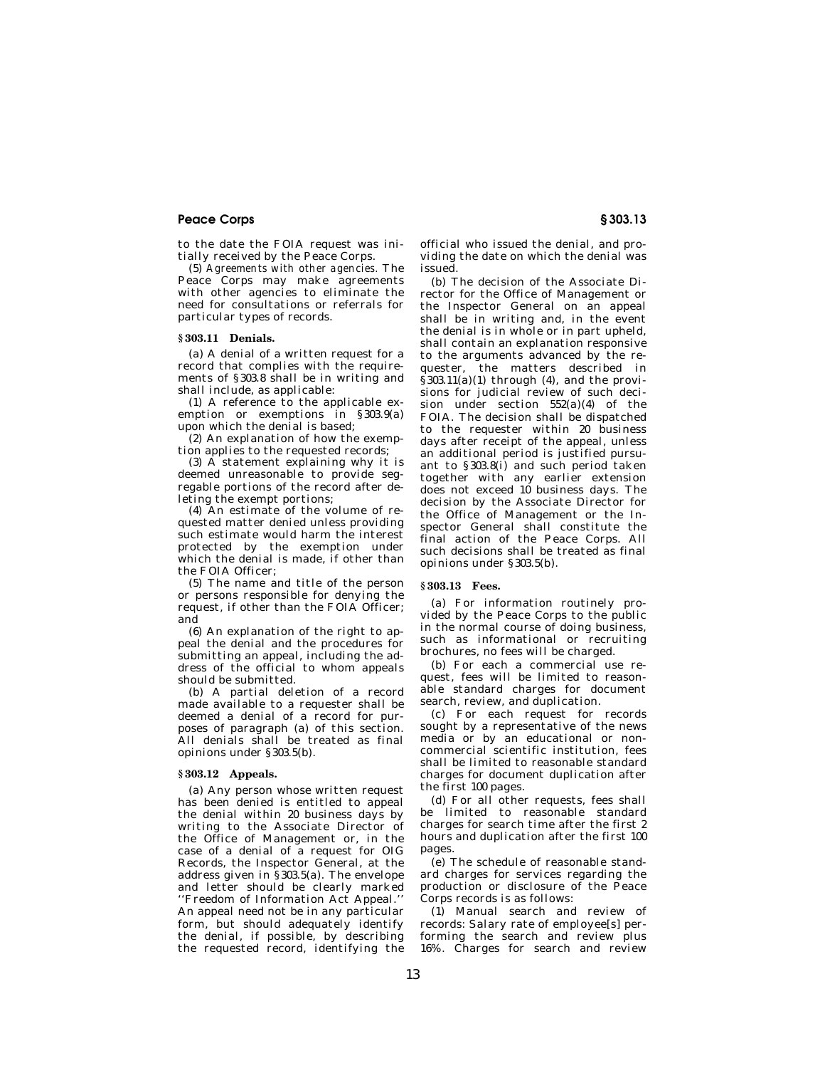to the date the FOIA request was initially received by the Peace Corps.

(5) *Agreements with other agencies.* The Peace Corps may make agreements with other agencies to eliminate the need for consultations or referrals for particular types of records.

### § 303.11 Denials.

(a) A denial of a written request for a record that complies with the requirements of § 303.8 shall be in writing and shall include, as applicable:

(1) A reference to the applicable exemption or exemptions in § 303.9(a) upon which the denial is based;

(2) An explanation of how the exemption applies to the requested records;

(3) A statement explaining why it is deemed unreasonable to provide segregable portions of the record after deleting the exempt portions;

(4) An estimate of the volume of requested matter denied unless providing such estimate would harm the interest protected by the exemption under which the denial is made, if other than the FOIA Officer;

(5) The name and title of the person or persons responsible for denying the request, if other than the FOIA Officer; and

(6) An explanation of the right to appeal the denial and the procedures for submitting an appeal, including the address of the official to whom appeals should be submitted.

(b) A partial deletion of a record made available to a requester shall be deemed a denial of a record for purposes of paragraph (a) of this section. All denials shall be treated as final opinions under § 303.5(b).

### § 303.12 Appeals.

(a) Any person whose written request has been denied is entitled to appeal the denial within 20 business days by writing to the Associate Director of the Office of Management or, in the case of a denial of a request for OIG Records, the Inspector General, at the address given in § 303.5(a). The envelope and letter should be clearly marked ''Freedom of Information Act Appeal.'' An appeal need not be in any particular form, but should adequately identify the denial, if possible, by describing the requested record, identifying the official who issued the denial, and providing the date on which the denial was issued.

(b) The decision of the Associate Director for the Office of Management or the Inspector General on an appeal shall be in writing and, in the event the denial is in whole or in part upheld, shall contain an explanation responsive to the arguments advanced by the requester, the matters described in § 303.11(a)(1) through (4), and the provisions for judicial review of such decision under section 552(a)(4) of the FOIA. The decision shall be dispatched to the requester within 20 business days after receipt of the appeal, unless an additional period is justified pursuant to § 303.8(i) and such period taken together with any earlier extension does not exceed 10 business days. The decision by the Associate Director for the Office of Management or the Inspector General shall constitute the final action of the Peace Corps. All such decisions shall be treated as final opinions under § 303.5(b).

### § 303.13 Fees.

(a) For information routinely provided by the Peace Corps to the public in the normal course of doing business, such as informational or recruiting brochures, no fees will be charged.

(b) For each a commercial use request, fees will be limited to reasonable standard charges for document search, review, and duplication.

(c) For each request for records sought by a representative of the news media or by an educational or noncommercial scientific institution, fees shall be limited to reasonable standard charges for document duplication after the first 100 pages.

(d) For all other requests, fees shall be limited to reasonable standard charges for search time after the first 2 hours and duplication after the first 100 pages.

(e) The schedule of reasonable standard charges for services regarding the production or disclosure of the Peace Corps records is as follows:

(1) Manual search and review of records: Salary rate of employee[s] performing the search and review plus 16%. Charges for search and review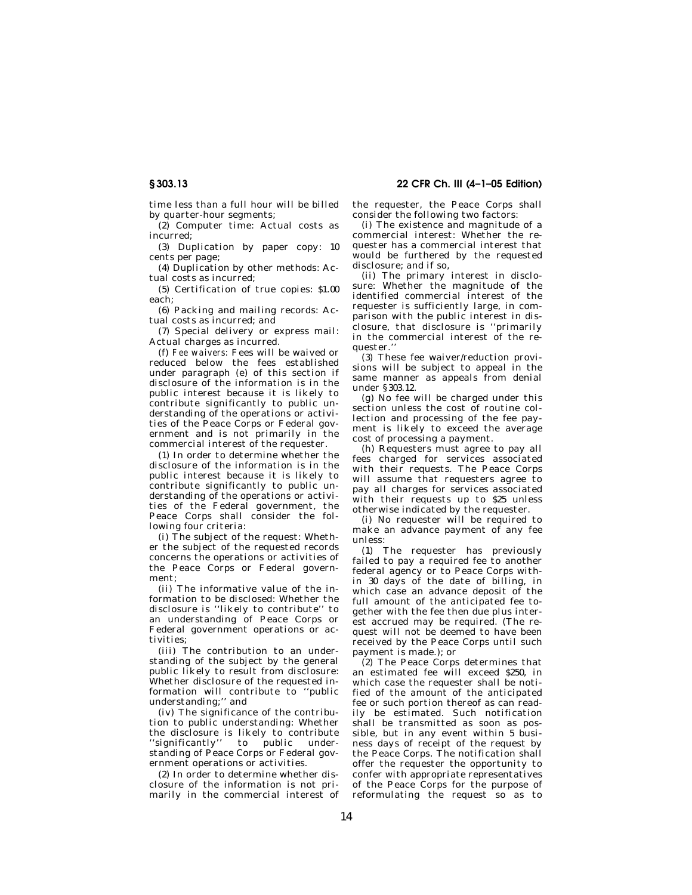time less than a full hour will be billed by quarter-hour segments;

(2) Computer time: Actual costs as incurred;

(3) Duplication by paper copy: 10 cents per page;

(4) Duplication by other methods: Actual costs as incurred;

(5) Certification of true copies: $1.00 each;

(6) Packing and mailing records: Actual costs as incurred; and

(7) Special delivery or express mail: Actual charges as incurred.

(f) *Fee waivers:* Fees will be waived or reduced below the fees established under paragraph (e) of this section if disclosure of the information is in the public interest because it is likely to contribute significantly to public understanding of the operations or activities of the Peace Corps or Federal government and is not primarily in the commercial interest of the requester.

(1) In order to determine whether the disclosure of the information is in the public interest because it is likely to contribute significantly to public understanding of the operations or activities of the Federal government, the Peace Corps shall consider the following four criteria:

(i) The subject of the request: Whether the subject of the requested records concerns the operations or activities of the Peace Corps or Federal government;

(ii) The informative value of the information to be disclosed: Whether the disclosure is ''likely to contribute'' to an understanding of Peace Corps or Federal government operations or activities;

(iii) The contribution to an understanding of the subject by the general public likely to result from disclosure: Whether disclosure of the requested information will contribute to ''public understanding;'' and

(iv) The significance of the contribution to public understanding: Whether the disclosure is likely to contribute ''significantly'' to public understanding of Peace Corps or Federal government operations or activities.

(2) In order to determine whether disclosure of the information is not primarily in the commercial interest of the requester, the Peace Corps shall consider the following two factors:

(i) The existence and magnitude of a commercial interest: Whether the requester has a commercial interest that would be furthered by the requested disclosure; and if so,

(ii) The primary interest in disclosure: Whether the magnitude of the identified commercial interest of the requester is sufficiently large, in comparison with the public interest in disclosure, that disclosure is ''primarily in the commercial interest of the requester.''

(3) These fee waiver/reduction provisions will be subject to appeal in the same manner as appeals from denial under §303.12.

(g) No fee will be charged under this section unless the cost of routine collection and processing of the fee payment is likely to exceed the average cost of processing a payment.

(h) Requesters must agree to pay all fees charged for services associated with their requests. The Peace Corps will assume that requesters agree to pay all charges for services associated with their requests up to $25 unless otherwise indicated by the requester.

(i) No requester will be required to make an advance payment of any fee unless:

(1) The requester has previously failed to pay a required fee to another federal agency or to Peace Corps within 30 days of the date of billing, in which case an advance deposit of the full amount of the anticipated fee together with the fee then due plus interest accrued may be required. (The request will not be deemed to have been received by the Peace Corps until such payment is made.); or

(2) The Peace Corps determines that an estimated fee will exceed $250, in which case the requester shall be notified of the amount of the anticipated fee or such portion thereof as can readily be estimated. Such notification shall be transmitted as soon as possible, but in any event within 5 business days of receipt of the request by the Peace Corps. The notification shall offer the requester the opportunity to confer with appropriate representatives of the Peace Corps for the purpose of reformulating the request so as to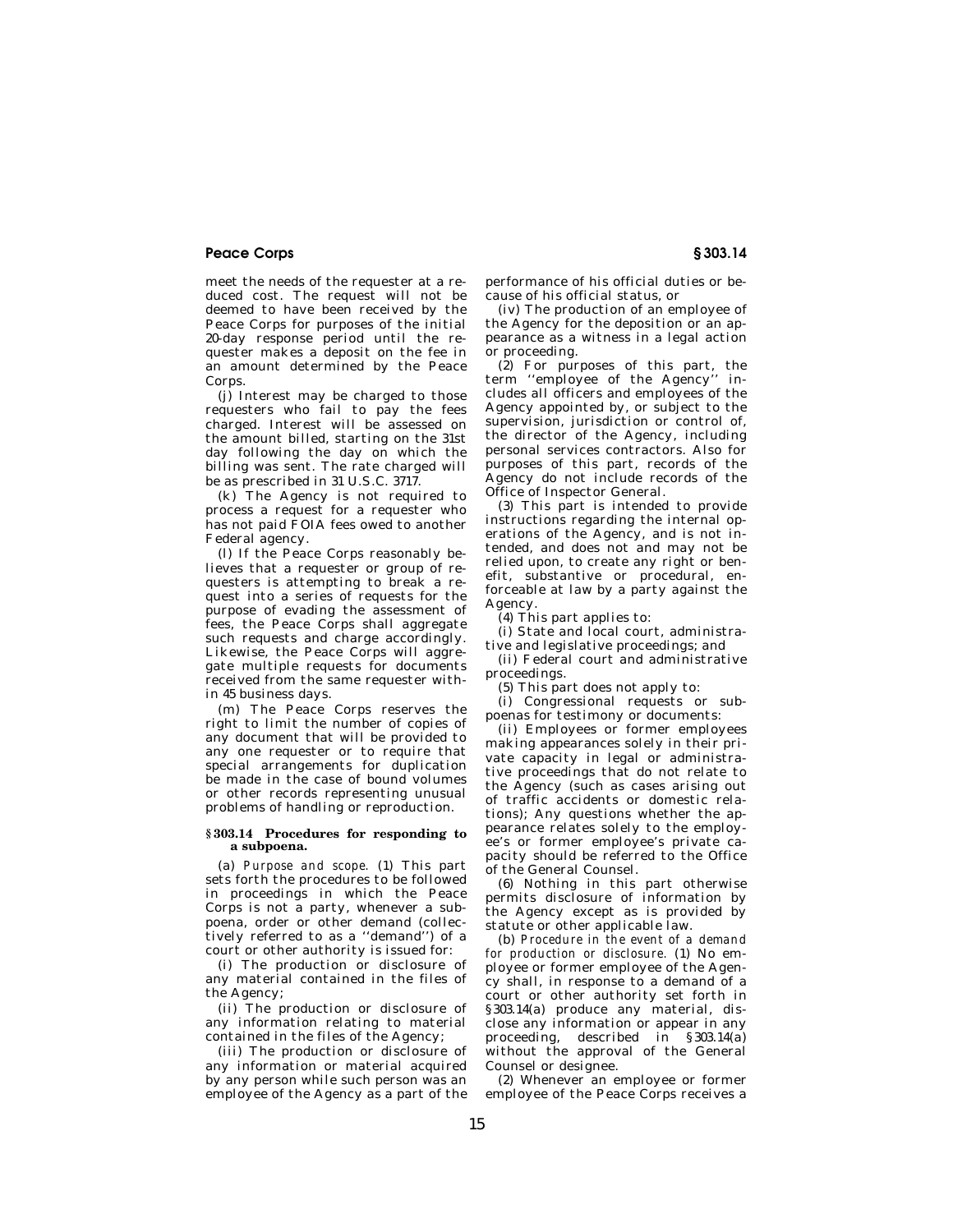meet the needs of the requester at a reduced cost. The request will not be deemed to have been received by the Peace Corps for purposes of the initial 20-day response period until the requester makes a deposit on the fee in an amount determined by the Peace Corps.

(j) Interest may be charged to those requesters who fail to pay the fees charged. Interest will be assessed on the amount billed, starting on the 31st day following the day on which the billing was sent. The rate charged will be as prescribed in 31 U.S.C. 3717.

(k) The Agency is not required to process a request for a requester who has not paid FOIA fees owed to another Federal agency.

(l) If the Peace Corps reasonably believes that a requester or group of requesters is attempting to break a request into a series of requests for the purpose of evading the assessment of fees, the Peace Corps shall aggregate such requests and charge accordingly. Likewise, the Peace Corps will aggregate multiple requests for documents received from the same requester within 45 business days.

(m) The Peace Corps reserves the right to limit the number of copies of any document that will be provided to any one requester or to require that special arrangements for duplication be made in the case of bound volumes or other records representing unusual problems of handling or reproduction.

### § 303.14 Procedures for responding to a subpoena.

(a) *Purpose and scope.* (1) This part sets forth the procedures to be followed in proceedings in which the Peace Corps is not a party, whenever a subpoena, order or other demand (collectively referred to as a ''demand'') of a court or other authority is issued for:

(i) The production or disclosure of any material contained in the files of the Agency;

(ii) The production or disclosure of any information relating to material contained in the files of the Agency;

(iii) The production or disclosure of any information or material acquired by any person while such person was an employee of the Agency as a part of the performance of his official duties or because of his official status, or

(iv) The production of an employee of the Agency for the deposition or an appearance as a witness in a legal action or proceeding.

(2) For purposes of this part, the term ''employee of the Agency'' includes all officers and employees of the Agency appointed by, or subject to the supervision, jurisdiction or control of, the director of the Agency, including personal services contractors. Also for purposes of this part, records of the Agency do not include records of the Office of Inspector General.

(3) This part is intended to provide instructions regarding the internal operations of the Agency, and is not intended, and does not and may not be relied upon, to create any right or benefit, substantive or procedural, enforceable at law by a party against the Agency.

(4) This part applies to:

(i) State and local court, administrative and legislative proceedings; and

(ii) Federal court and administrative proceedings.

(5) This part does not apply to:

(i) Congressional requests or subpoenas for testimony or documents:

(ii) Employees or former employees making appearances solely in their private capacity in legal or administrative proceedings that do not relate to the Agency (such as cases arising out of traffic accidents or domestic relations); Any questions whether the appearance relates solely to the employee's or former employee's private capacity should be referred to the Office of the General Counsel.

(6) Nothing in this part otherwise permits disclosure of information by the Agency except as is provided by statute or other applicable law.

(b) *Procedure in the event of a demand for production or disclosure.* (1) No employee or former employee of the Agency shall, in response to a demand of a court or other authority set forth in § 303.14(a) produce any material, disclose any information or appear in any proceeding, described in § 303.14(a) without the approval of the General Counsel or designee.

(2) Whenever an employee or former employee of the Peace Corps receives a